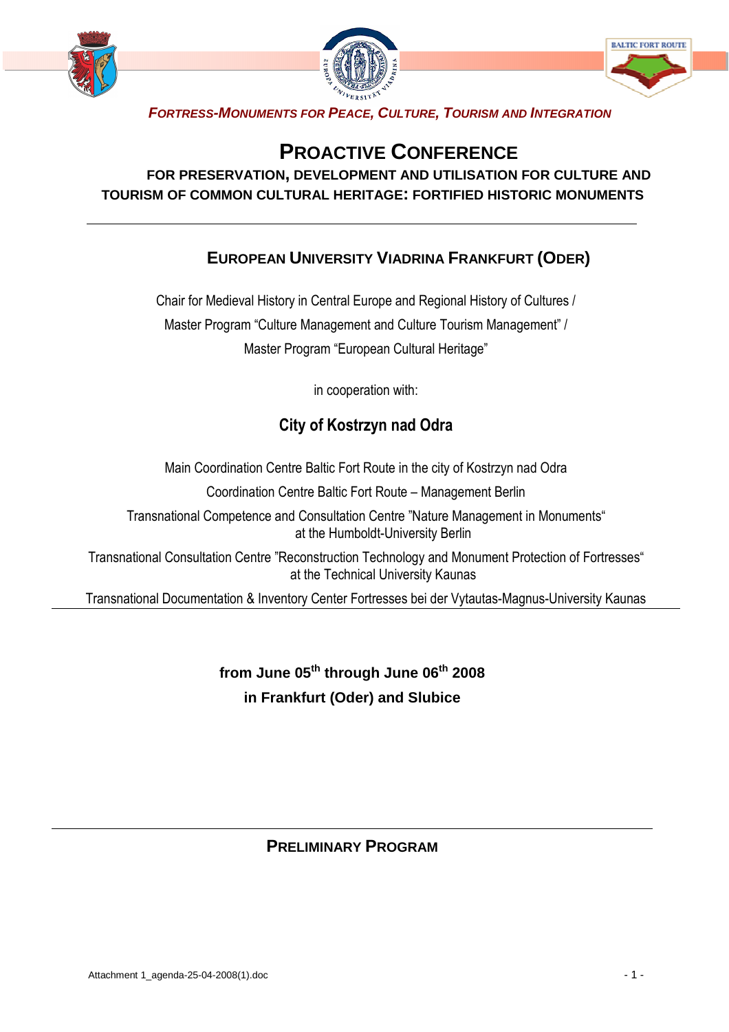*FORTRESS-MONUMENTS FOR PEACE, CULTURE, TOURISM AND INTEGRATION*

# PROACTIVE CONFERENCE

**FOR PRESERVATION, DEVELOPMENT AND UTILISATION FOR CULTURE AND TOURISM OF COMMON CULTURAL HERITAGE: FORTIFIED HISTORIC MONUMENTS**

---

## EUROPEAN UNIVERSITY VIADRINA FRANKFURT (ODER)

Chair for Medieval History in Central Europe and Regional History of Cultures /
Master Program "Culture Management and Culture Tourism Management" /
Master Program "European Cultural Heritage"

in cooperation with:

## City of Kostrzyn nad Odra

Main Coordination Centre Baltic Fort Route in the city of Kostrzyn nad Odra

Coordination Centre Baltic Fort Route – Management Berlin

Transnational Competence and Consultation Centre "Nature Management in Monuments" at the Humboldt-University Berlin

Transnational Consultation Centre "Reconstruction Technology and Monument Protection of Fortresses" at the Technical University Kaunas

Transnational Documentation & Inventory Center Fortresses bei der Vytautas-Magnus-University Kaunas

---

**from June 05th through June 06th 2008**
**in Frankfurt (Oder) and Slubice**

---

## PRELIMINARY PROGRAM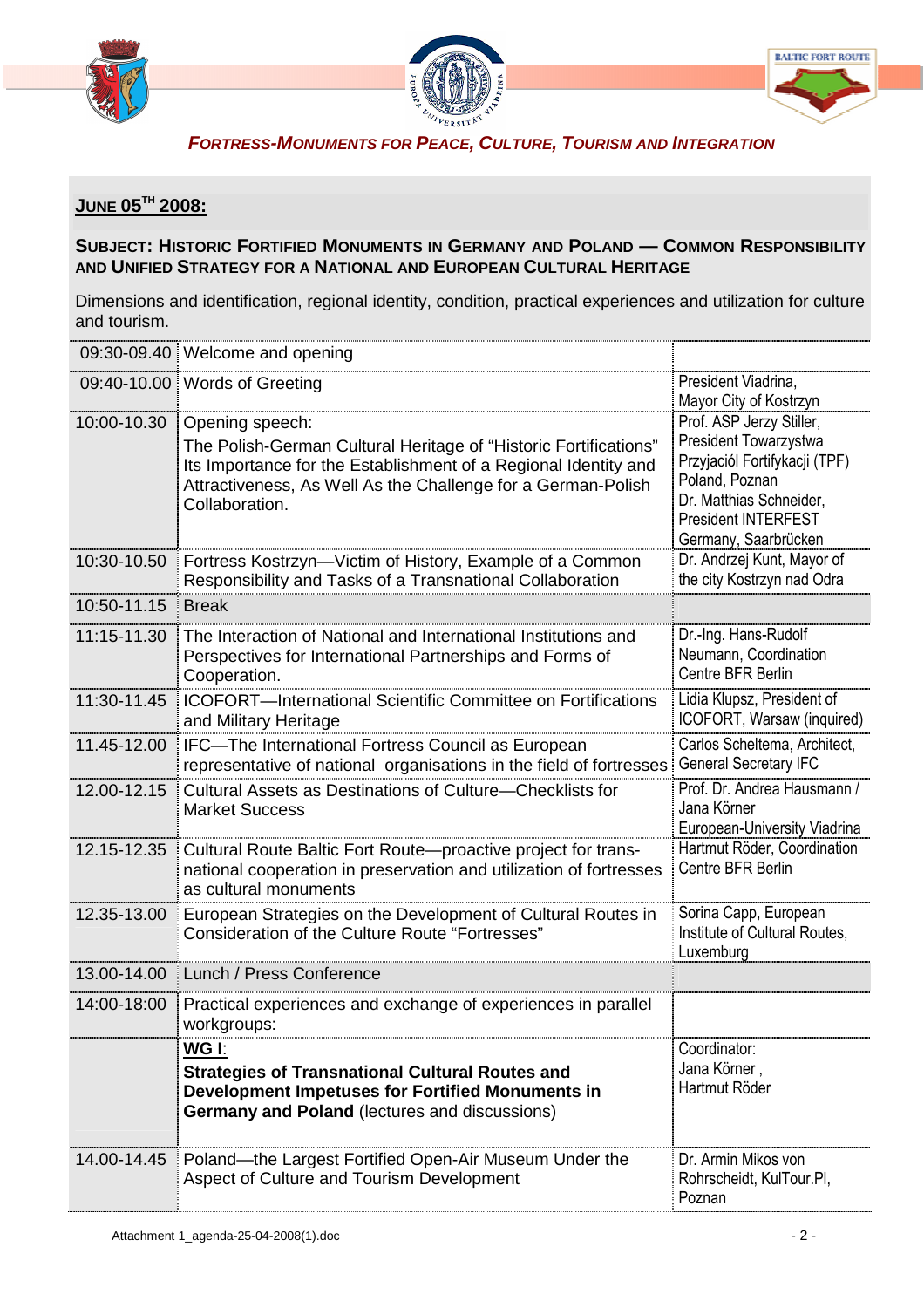**FORTRESS-MONUMENTS FOR PEACE, CULTURE, TOURISM AND INTEGRATION**

## JUNE 05TH 2008:

**SUBJECT: HISTORIC FORTIFIED MONUMENTS IN GERMANY AND POLAND — COMMON RESPONSIBILITY AND UNIFIED STRATEGY FOR A NATIONAL AND EUROPEAN CULTURAL HERITAGE**

Dimensions and identification, regional identity, condition, practical experiences and utilization for culture and tourism.

| | | |
|---|---|---|
| 09:30-09.40 | Welcome and opening | |
| 09:40-10.00 | Words of Greeting | President Viadrina, Mayor City of Kostrzyn |
| 10:00-10.30 | Opening speech: The Polish-German Cultural Heritage of "Historic Fortifications" Its Importance for the Establishment of a Regional Identity and Attractiveness, As Well As the Challenge for a German-Polish Collaboration. | Prof. ASP Jerzy Stiller, President Towarzystwa Przyjaciól Fortyfikacji (TPF) Poland, Poznan<br>Dr. Matthias Schneider, President INTERFEST Germany, Saarbrücken |
| 10:30-10.50 | Fortress Kostrzyn—Victim of History, Example of a Common Responsibility and Tasks of a Transnational Collaboration | Dr. Andrzej Kunt, Mayor of the city Kostrzyn nad Odra |
| 10:50-11.15 | Break | |
| 11:15-11.30 | The Interaction of National and International Institutions and Perspectives for International Partnerships and Forms of Cooperation. | Dr.-Ing. Hans-Rudolf Neumann, Coordination Centre BFR Berlin |
| 11:30-11.45 | ICOFORT—International Scientific Committee on Fortifications and Military Heritage | Lidia Klupsz, President of ICOFORT, Warsaw (inquired) |
| 11.45-12.00 | IFC—The International Fortress Council as European representative of national organisations in the field of fortresses | Carlos Scheltema, Architect, General Secretary IFC |
| 12.00-12.15 | Cultural Assets as Destinations of Culture—Checklists for Market Success | Prof. Dr. Andrea Hausmann / Jana Körner European-University Viadrina |
| 12.15-12.35 | Cultural Route Baltic Fort Route—proactive project for trans-national cooperation in preservation and utilization of fortresses as cultural monuments | Hartmut Röder, Coordination Centre BFR Berlin |
| 12.35-13.00 | European Strategies on the Development of Cultural Routes in Consideration of the Culture Route "Fortresses" | Sorina Capp, European Institute of Cultural Routes, Luxemburg |
| 13.00-14.00 | Lunch / Press Conference | |
| 14:00-18:00 | Practical experiences and exchange of experiences in parallel workgroups: | |
| | **WG I:** **Strategies of Transnational Cultural Routes and Development Impetuses for Fortified Monuments in Germany and Poland** (lectures and discussions) | Coordinator: Jana Körner , Hartmut Röder |
| 14.00-14.45 | Poland—the Largest Fortified Open-Air Museum Under the Aspect of Culture and Tourism Development | Dr. Armin Mikos von Rohrscheidt, KulTour.Pl, Poznan |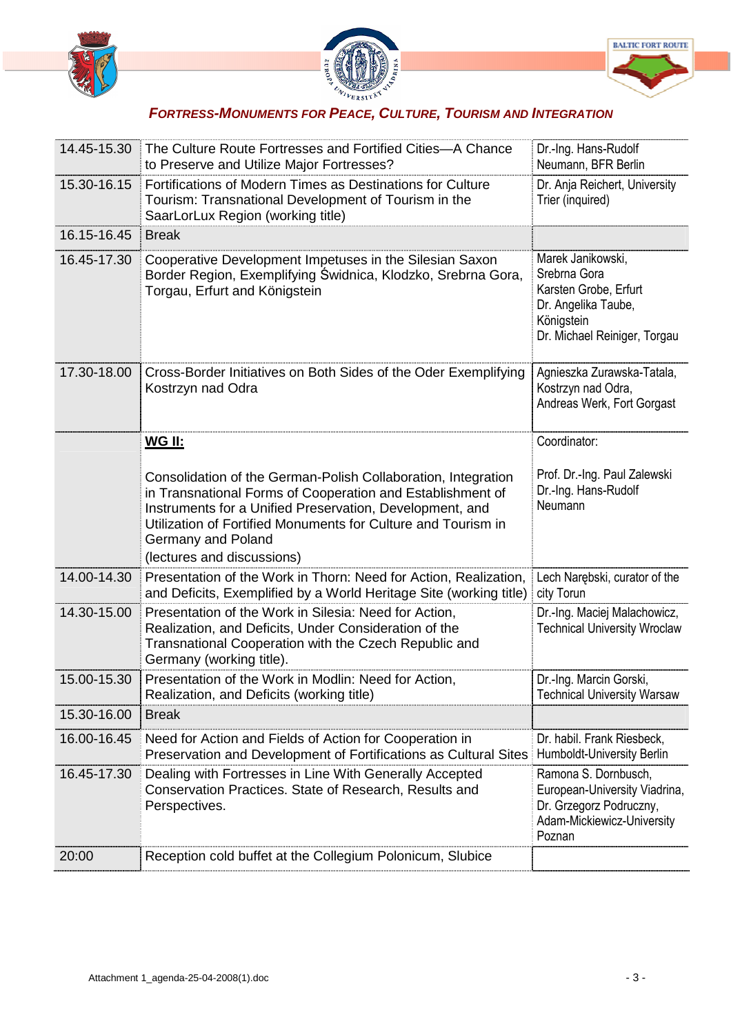**_FORTRESS-MONUMENTS FOR PEACE, CULTURE, TOURISM AND INTEGRATION_**

| | | |
|---|---|---|
| 14.45-15.30 | The Culture Route Fortresses and Fortified Cities—A Chance to Preserve and Utilize Major Fortresses? | Dr.-Ing. Hans-Rudolf Neumann, BFR Berlin |
| 15.30-16.15 | Fortifications of Modern Times as Destinations for Culture Tourism: Transnational Development of Tourism in the SaarLorLux Region (working title) | Dr. Anja Reichert, University Trier (inquired) |
| 16.15-16.45 | Break | |
| 16.45-17.30 | Cooperative Development Impetuses in the Silesian Saxon Border Region, Exemplifying Świdnica, Klodzko, Srebrna Gora, Torgau, Erfurt and Königstein | Marek Janikowski, Srebrna Gora<br>Karsten Grobe, Erfurt<br>Dr. Angelika Taube, Königstein<br>Dr. Michael Reiniger, Torgau |
| 17.30-18.00 | Cross-Border Initiatives on Both Sides of the Oder Exemplifying Kostrzyn nad Odra | Agnieszka Zurawska-Tatala, Kostrzyn nad Odra,<br>Andreas Werk, Fort Gorgast |
| | **WG II:**<br><br>Consolidation of the German-Polish Collaboration, Integration in Transnational Forms of Cooperation and Establishment of Instruments for a Unified Preservation, Development, and Utilization of Fortified Monuments for Culture and Tourism in Germany and Poland<br>(lectures and discussions) | Coordinator:<br><br>Prof. Dr.-Ing. Paul Zalewski<br>Dr.-Ing. Hans-Rudolf Neumann |
| 14.00-14.30 | Presentation of the Work in Thorn: Need for Action, Realization, and Deficits, Exemplified by a World Heritage Site (working title) | Lech Narębski, curator of the city Torun |
| 14.30-15.00 | Presentation of the Work in Silesia: Need for Action, Realization, and Deficits, Under Consideration of the Transnational Cooperation with the Czech Republic and Germany (working title). | Dr.-Ing. Maciej Malachowicz, Technical University Wroclaw |
| 15.00-15.30 | Presentation of the Work in Modlin: Need for Action, Realization, and Deficits (working title) | Dr.-Ing. Marcin Gorski, Technical University Warsaw |
| 15.30-16.00 | Break | |
| 16.00-16.45 | Need for Action and Fields of Action for Cooperation in Preservation and Development of Fortifications as Cultural Sites | Dr. habil. Frank Riesbeck, Humboldt-University Berlin |
| 16.45-17.30 | Dealing with Fortresses in Line With Generally Accepted Conservation Practices. State of Research, Results and Perspectives. | Ramona S. Dornbusch, European-University Viadrina,<br>Dr. Grzegorz Podruczny, Adam-Mickiewicz-University Poznan |
| 20:00 | Reception cold buffet at the Collegium Polonicum, Slubice | |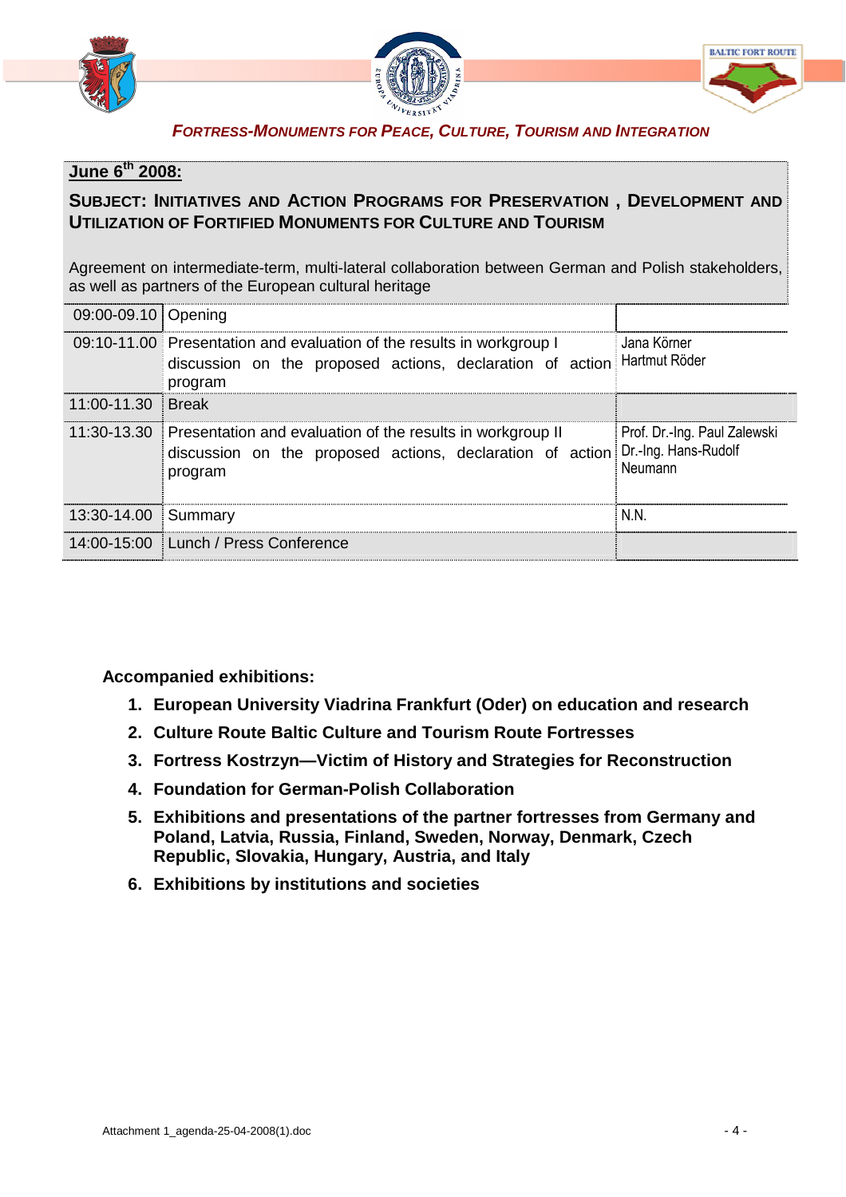*FORTRESS-MONUMENTS FOR PEACE, CULTURE, TOURISM AND INTEGRATION*

## June 6$^{th}$ 2008:

**SUBJECT: INITIATIVES AND ACTION PROGRAMS FOR PRESERVATION , DEVELOPMENT AND UTILIZATION OF FORTIFIED MONUMENTS FOR CULTURE AND TOURISM**

Agreement on intermediate-term, multi-lateral collaboration between German and Polish stakeholders, as well as partners of the European cultural heritage

| | | |
|---|---|---|
| 09:00-09.10 | Opening | |
| 09:10-11.00 | Presentation and evaluation of the results in workgroup I discussion on the proposed actions, declaration of action program | Jana Körner<br>Hartmut Röder |
| 11:00-11.30 | Break | |
| 11:30-13.30 | Presentation and evaluation of the results in workgroup II discussion on the proposed actions, declaration of action program | Prof. Dr.-Ing. Paul Zalewski<br>Dr.-Ing. Hans-Rudolf Neumann |
| 13:30-14.00 | Summary | N.N. |
| 14:00-15:00 | Lunch / Press Conference | |

**Accompanied exhibitions:**

1. **European University Viadrina Frankfurt (Oder) on education and research**
2. **Culture Route Baltic Culture and Tourism Route Fortresses**
3. **Fortress Kostrzyn—Victim of History and Strategies for Reconstruction**
4. **Foundation for German-Polish Collaboration**
5. **Exhibitions and presentations of the partner fortresses from Germany and Poland, Latvia, Russia, Finland, Sweden, Norway, Denmark, Czech Republic, Slovakia, Hungary, Austria, and Italy**
6. **Exhibitions by institutions and societies**